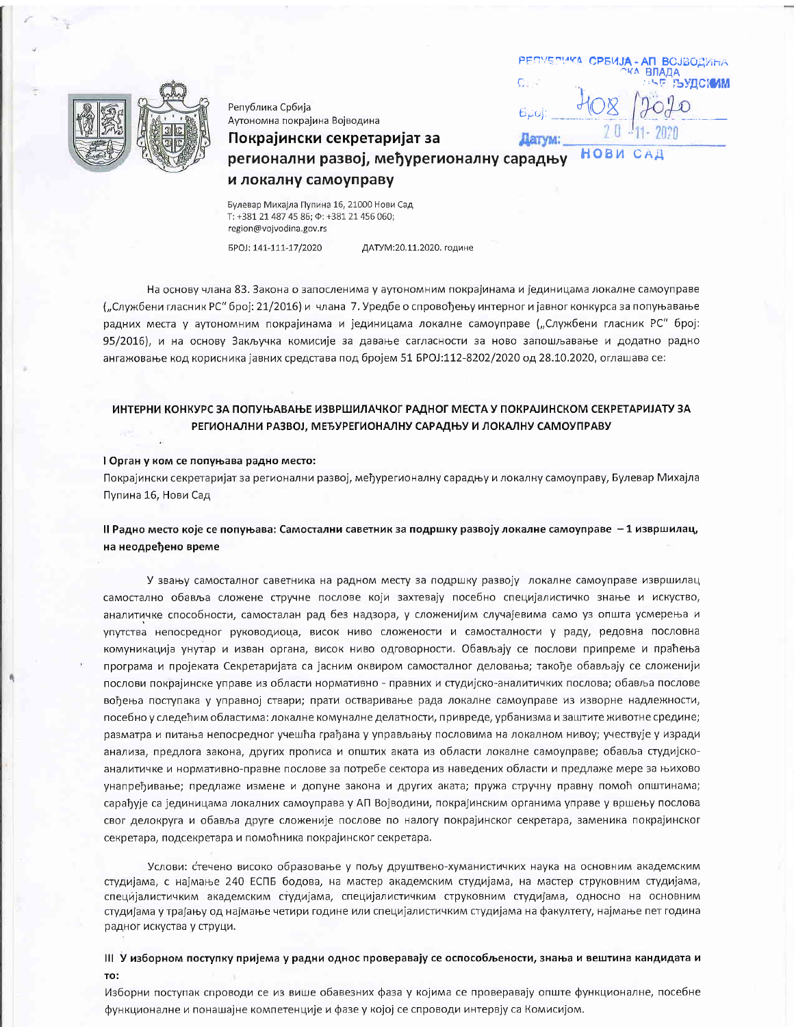Република Србија
Аутономна покрајина Војводина

**Покрајински секретаријат за регионални развој, међурегионалну сарадњу и локалну самоуправу**

Булевар Михајла Пупина 16, 21000 Нови Сад
Т: +381 21 487 45 86; Ф: +381 21 456 060;
region@vojvodina.gov.rs

БРОЈ: 141-111-17/2020 ДАТУМ:20.11.2020. године

РЕПУБЛИКА СРБИЈА - АП ВОЈВОДИНА
...КА ВЛАДА
...ЉУДСКИМ
Број: 408/2020
Датум: 20-11-2020
НОВИ САД

На основу члана 83. Закона о запосленима у аутономним покрајинама и јединицама локалне самоуправе („Службени гласник РС" број: 21/2016) и члана 7. Уредбе о спровођењу интерног и јавног конкурса за попуњавање радних места у аутономним покрајинама и јединицама локалне самоуправе („Службени гласник РС" број: 95/2016), и на основу Закључка комисије за давање сагласности за ново запошљавање и додатно радно ангажовање код корисника јавних средстава под бројем 51 БРОЈ:112-8202/2020 од 28.10.2020, оглашава се:

## ИНТЕРНИ КОНКУРС ЗА ПОПУЊАВАЊЕ ИЗВРШИЛАЧКОГ РАДНОГ МЕСТА У ПОКРАЈИНСКОМ СЕКРЕТАРИЈАТУ ЗА РЕГИОНАЛНИ РАЗВОЈ, МЕЂУРЕГИОНАЛНУ САРАДЊУ И ЛОКАЛНУ САМОУПРАВУ

**I Орган у ком се попуњава радно место:**

Покрајински секретаријат за регионални развој, међурегионалну сарадњу и локалну самоуправу, Булевар Михајла Пупина 16, Нови Сад

**II Радно место које се попуњава: Самостални саветник за подршку развоју локалне самоуправе – 1 извршилац, на неодређено време**

У звању самосталног саветника на радном месту за подршку развоју локалне самоуправе извршилац самостално обавља сложене стручне послове који захтевају посебно специјалистичко знање и искуство, аналитичке способности, самосталан рад без надзора, у сложенијим случајевима само уз општа усмерења и упутства непосредног руководиоца, висок ниво сложености и самосталности у раду, редовна пословна комуникација унутар и изван органа, висок ниво одговорности. Обављају се послови припреме и праћења програма и пројеката Секретаријата са јасним оквиром самосталног деловања; такође обављају се сложенији послови покрајинске управе из области нормативно - правних и студијско-аналитичких послова; обавља послове вођења поступака у управној ствари; прати остваривање рада локалне самоуправе из изворне надлежности, посебно у следећим областима: локалне комуналне делатности, привреде, урбанизма и заштите животне средине; разматра и питања непосредног учешћа грађана у управљању пословима на локалном нивоу; учествује у изради анализа, предлога закона, других прописа и општих аката из области локалне самоуправе; обавља студијско-аналитичке и нормативно-правне послове за потребе сектора из наведених области и предлаже мере за њихово унапређивање; предлаже измене и допуне закона и других аката; пружа стручну правну помоћ општинама; сарађује са јединицама локалних самоуправа у АП Војводини, покрајинским органима управе у вршењу послова свог делокруга и обавља друге сложеније послове по налогу покрајинског секретара, заменика покрајинског секретара, подсекретара и помоћника покрајинског секретара.

Услови: стечено високо образовање у пољу друштвено-хуманистичких наука на основним академским студијама, с најмање 240 ЕСПБ бодова, на мастер академским студијама, на мастер струковним студијама, специјалистичким академским студијама, специјалистичким струковним студијама, односно на основним студијама у трајању од најмање четири године или специјалистичким студијама на факултету, најмање пет година радног искуства у струци.

**III У изборном поступку пријема у радни однос проверавају се оспособљености, знања и вештина кандидата и то:**

Изборни поступак спроводи се из више обавезних фаза у којима се проверавају опште функционалне, посебне функционалне и понашајне компетенције и фазе у којој се спроводи интервју са Комисијом.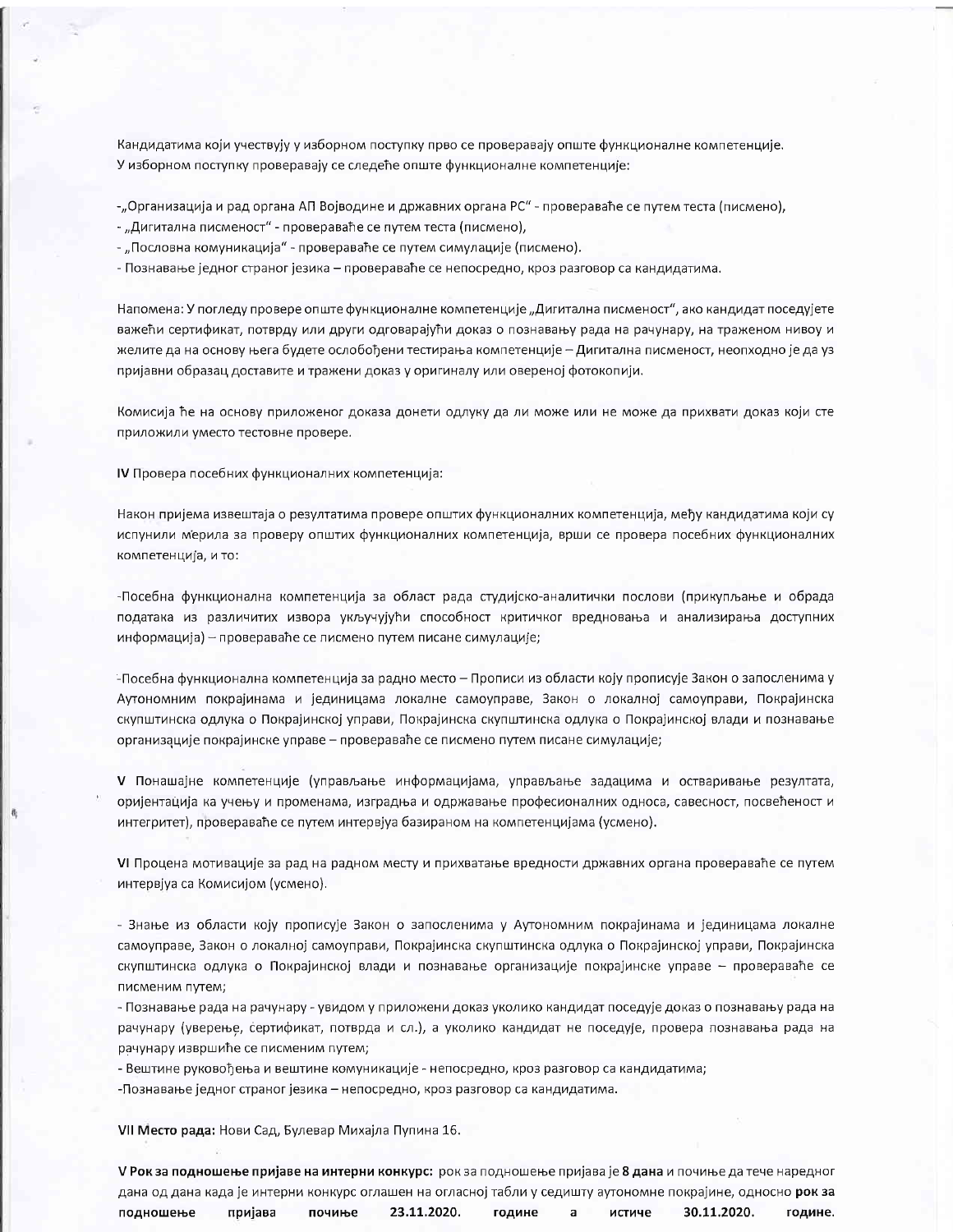Кандидатима који учествују у изборном поступку прво се проверавају опште функционалне компетенције. У изборном поступку проверавају се следеће опште функционалне компетенције:

-„Организација и рад органа АП Војводине и државних органа РС" - провераваће се путем теста (писмено),
- „Дигитална писменост" - провераваће се путем теста (писмено),
- „Пословна комуникација" - провераваће се путем симулације (писмено).
- Познавање једног страног језика – провераваће се непосредно, кроз разговор са кандидатима.

Напомена: У погледу провере опште функционалне компетенције „Дигитална писменост", ако кандидат поседујете важећи сертификат, потврду или други одговарајући доказ о познавању рада на рачунару, на траженом нивоу и желите да на основу њега будете ослобођени тестирања компетенције – Дигитална писменост, неопходно је да уз пријавни образац доставите и тражени доказ у оригиналу или овереној фотокопији.

Комисија ће на основу приложеног доказа донети одлуку да ли може или не може да прихвати доказ који сте приложили уместо тестовне провере.

**IV** Провера посебних функционалних компетенција:

Након пријема извештаја о резултатима провере општих функционалних компетенција, међу кандидатима који су испунили мерила за проверу општих функционалних компетенција, врши се провера посебних функционалних компетенција, и то:

-Посебна функционална компетенција за област рада студијско-аналитички послови (прикупљање и обрада података из различитих извора укључујући способност критичког вредновања и анализирања доступних информација) – провераваће се писмено путем писане симулације;

-Посебна функционална компетенција за радно место – Прописи из области коју прописује Закон о запосленима у Аутономним покрајинама и јединицама локалне самоуправе, Закон о локалној самоуправи, Покрајинска скупштинска одлука о Покрајинској управи, Покрајинска скупштинска одлука о Покрајинској влади и познавање организације покрајинске управе – провераваће се писмено путем писане симулације;

**V** Понашајне компетенције (управљање информацијама, управљање задацима и остваривање резултата, оријентација ка учењу и променама, изградња и одржавање професионалних односа, савесност, посвећеност и интегритет), провераваће се путем интервјуа базираном на компетенцијама (усмено).

**VI** Процена мотивације за рад на радном месту и прихватање вредности државних органа провераваће се путем интервјуа са Комисијом (усмено).

- Знање из области коју прописује Закон о запосленима у Аутономним покрајинама и јединицама локалне самоуправе, Закон о локалној самоуправи, Покрајинска скупштинска одлука о Покрајинској управи, Покрајинска скупштинска одлука о Покрајинској влади и познавање организације покрајинске управе – провераваће се писменим путем;
- Познавање рада на рачунару - увидом у приложени доказ уколико кандидат поседује доказ о познавању рада на рачунару (уверење, сертификат, потврда и сл.), а уколико кандидат не поседује, провера познавања рада на рачунару извршиће се писменим путем;
- Вештине руковођења и вештине комуникације - непосредно, кроз разговор са кандидатима;
-Познавање једног страног језика – непосредно, кроз разговор са кандидатима.

**VII Место рада:** Нови Сад, Булевар Михајла Пупина 16.

**V Рок за подношење пријаве на интерни конкурс:** рок за подношење пријава је **8 дана** и почиње да тече наредног дана од дана када је интерни конкурс оглашен на огласној табли у седишту аутономне покрајине, односно **рок за подношење пријава почиње 23.11.2020. године а истиче 30.11.2020. године.**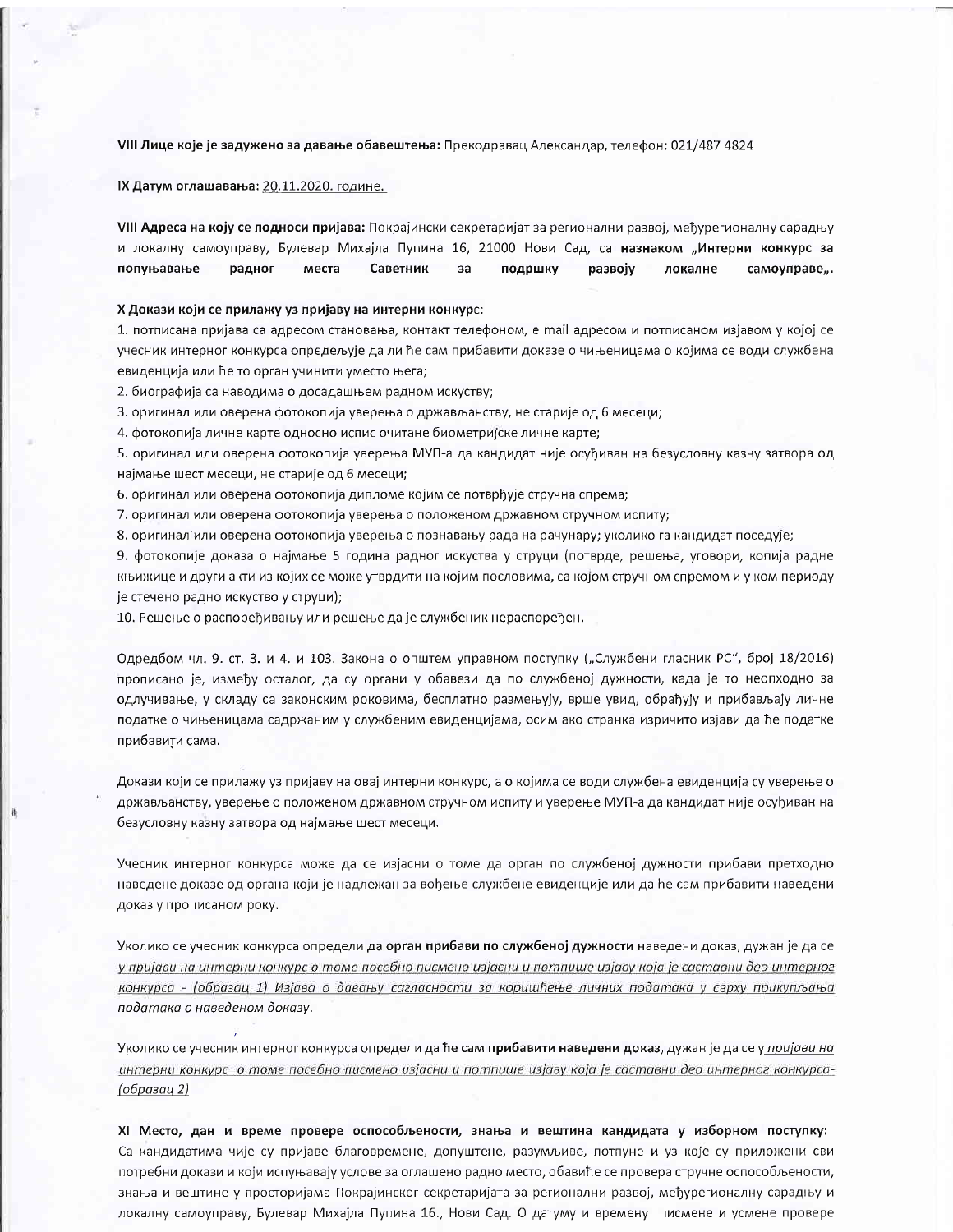**VIII Лице које је задужено за давање обавештења:** Прекодравац Александар, телефон: 021/487 4824

**IX Датум оглашавања:** 20.11.2020. године.

**VIII Адреса на коју се подноси пријава:** Покрајински секретаријат за регионални развој, међурегионалну сарадњу и локалну самоуправу, Булевар Михајла Пупина 16, 21000 Нови Сад, са **назнаком „Интерни конкурс за попуњавање радног места Саветник за подршку развоју локалне самоуправе„.**

**X Докази који се прилажу уз пријаву на интерни конкурс:**

1. потписана пријава са адресом становања, контакт телефоном, e mail адресом и потписаном изјавом у којој се учесник интерног конкурса опредељује да ли ће сам прибавити доказе о чињеницама о којима се води службена евиденција или ће то орган учинити уместо њега;
2. биографија са наводима о досадашњем радном искуству;
3. оригинал или оверена фотокопија уверења о држављанству, не старије од 6 месеци;
4. фотокопија личне карте односно испис очитане биометријске личне карте;
5. оригинал или оверена фотокопија уверења МУП-а да кандидат није осуђиван на безусловну казну затвора од најмање шест месеци, не старије од 6 месеци;
6. оригинал или оверена фотокопија дипломе којим се потврђује стручна спрема;
7. оригинал или оверена фотокопија уверења о положеном државном стручном испиту;
8. оригинал или оверена фотокопија уверења о познавању рада на рачунару; уколико га кандидат поседује;
9. фотокопије доказа о најмање 5 година радног искуства у струци (потврде, решења, уговори, копија радне књижице и други акти из којих се може утврдити на којим пословима, са којом стручном спремом и у ком периоду је стечено радно искуство у струци);
10. Решење о распоређивању или решење да је службеник нераспоређен.

Одредбом чл. 9. ст. 3. и 4. и 103. Закона о општем управном поступку („Службени гласник РС", број 18/2016) прописано је, између осталог, да су органи у обавези да по службеној дужности, када је то неопходно за одлучивање, у складу са законским роковима, бесплатно размењују, врше увид, обрађују и прибављају личне податке о чињеницама садржаним у службеним евиденцијама, осим ако странка изричито изјави да ће податке прибавити сама.

Докази који се прилажу уз пријаву на овај интерни конкурс, а о којима се води службена евиденција су уверење о држављанству, уверење о положеном државном стручном испиту и уверење МУП-а да кандидат није осуђиван на безусловну казну затвора од најмање шест месеци.

Учесник интерног конкурса може да се изјасни о томе да орган по службеној дужности прибави претходно наведене доказе од органа који је надлежан за вођење службене евиденције или да ће сам прибавити наведени доказ у прописаном року.

Уколико се учесник конкурса определи да **орган прибави по службеној дужности** наведени доказ, дужан је да се *у пријави на интерни конкурс о томе посебно писмено изјасни и потпише изјаву која је саставни део интерног конкурса - (образац 1) Изјава о давању сагласности за коришћење личних података у сврху прикупљања података о наведеном доказу*.

Уколико се учесник интерног конкурса определи да **ће сам прибавити наведени доказ**, дужан је да се *у пријави на интерни конкурс о томе посебно писмено изјасни и потпише изјаву која је саставни део интерног конкурса- (образац 2)*

**XI Место, дан и време провере оспособљености, знања и вештина кандидата у изборном поступку:** Са кандидатима чије су пријаве благовремене, допуштене, разумљиве, потпуне и уз које су приложени сви потребни докази и који испуњавају услове за оглашено радно место, обавиће се провера стручне оспособљености, знања и вештине у просторијама Покрајинског секретаријата за регионални развој, међурегионалну сарадњу и локалну самоуправу, Булевар Михајла Пупина 16., Нови Сад. О датуму и времену писмене и усмене провере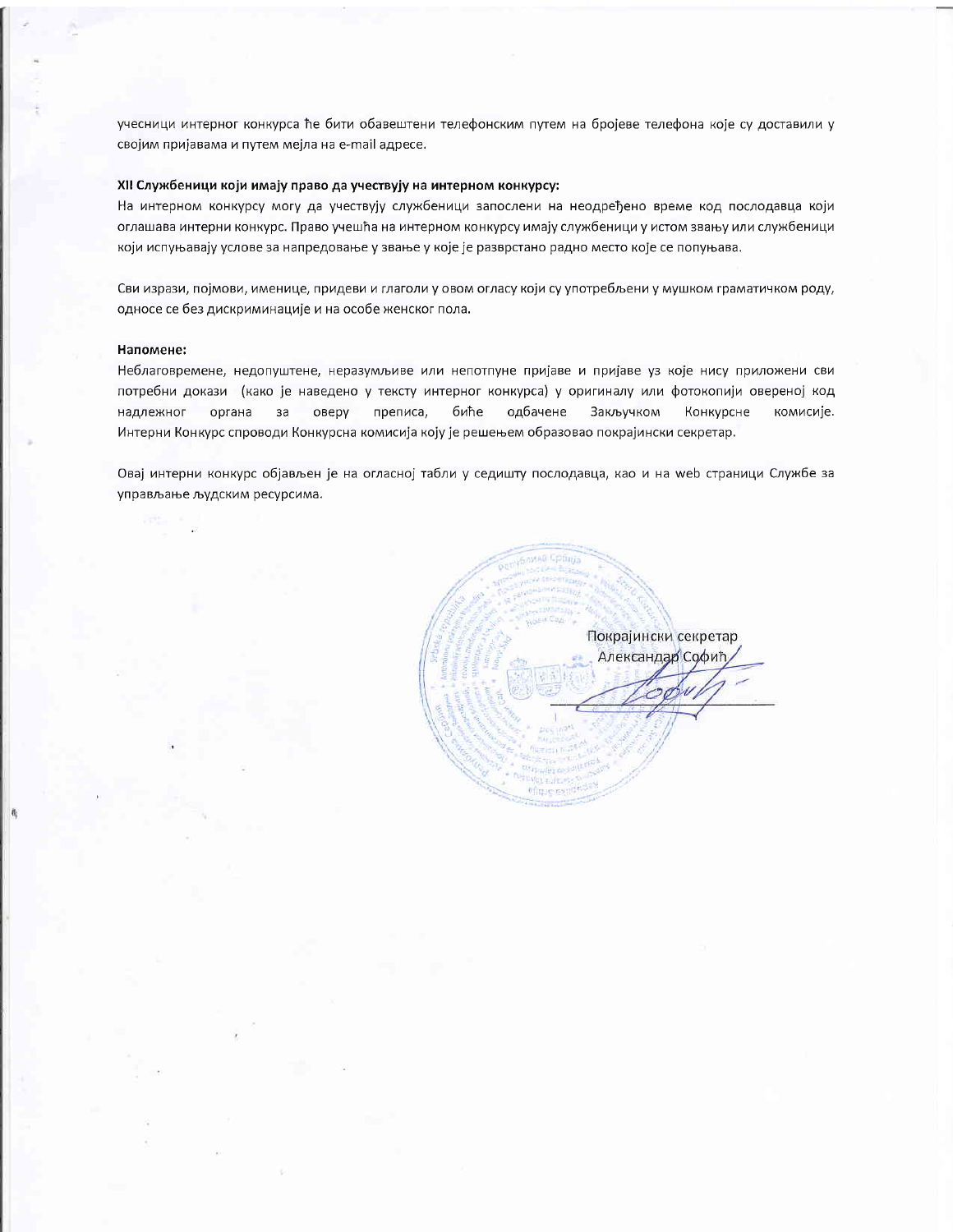учесници интерног конкурса ће бити обавештени телефонским путем на бројеве телефона које су доставили у својим пријавама и путем мејла на e-mail адресе.

**XII Службеници који имају право да учествују на интерном конкурсу:**

На интерном конкурсу могу да учествују службеници запослени на неодређено време код послодавца који оглашава интерни конкурс. Право учешћа на интерном конкурсу имају службеници у истом звању или службеници који испуњавају услове за напредовање у звање у које је разврстано радно место које се попуњава.

Сви изрази, појмови, именице, придеви и глаголи у овом огласу који су употребљени у мушком граматичком роду, односе се без дискриминације и на особе женског пола.

**Напомене:**

Неблаговремене, недопуштене, неразумљиве или непотпуне пријаве и пријаве уз које нису приложени сви потребни докази (како је наведено у тексту интерног конкурса) у оригиналу или фотокопији овереној код надлежног органа за оверу преписа, биће одбачене Закључком Конкурсне комисије. Интерни Конкурс спроводи Конкурсна комисија коју је решењем образовао покрајински секретар.

Овај интерни конкурс објављен је на огласној табли у седишту послодавца, као и на web страници Службе за управљање људским ресурсима.

Покрајински секретар

Александар Софић